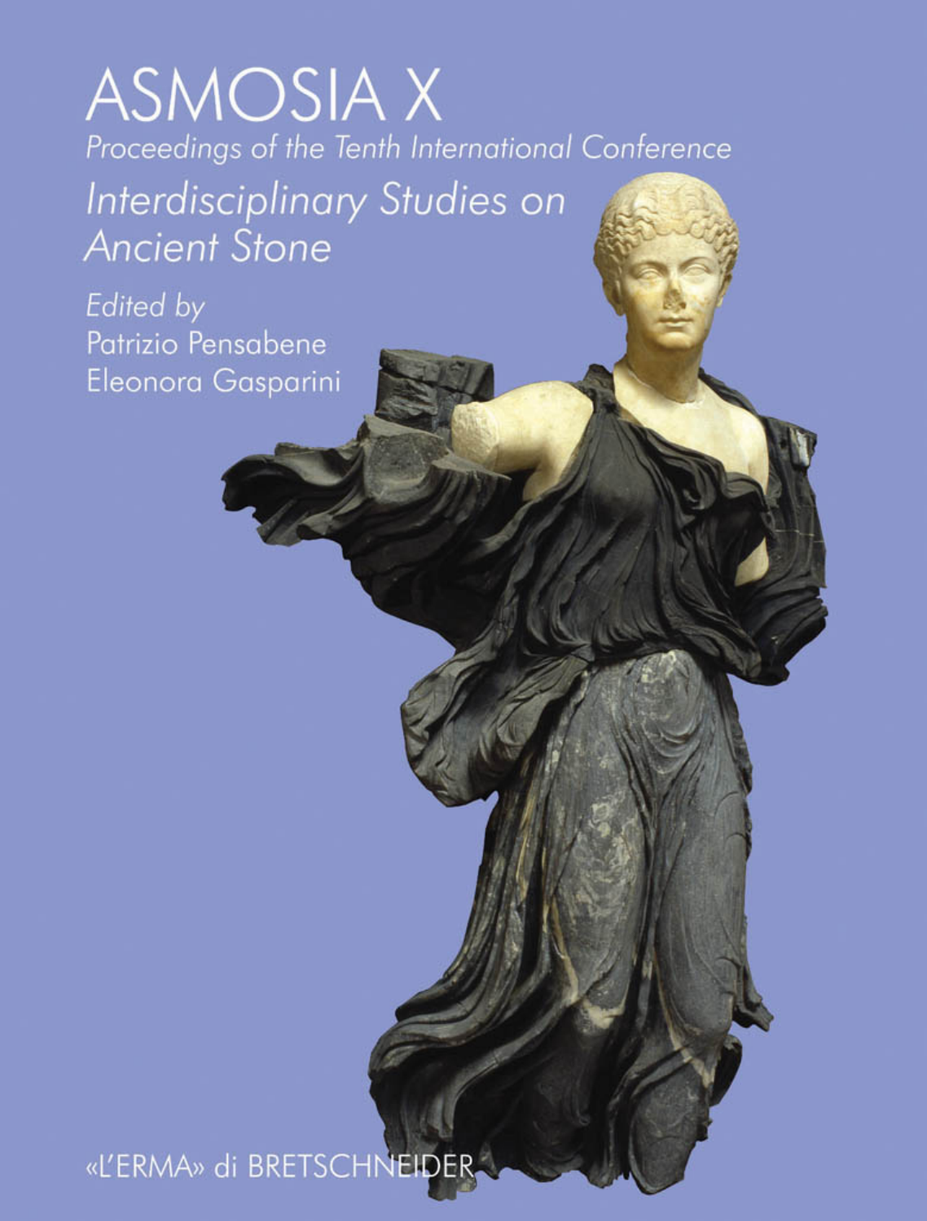# ASMOSIA X

*Proceedings of the Tenth International Conference*

*Interdisciplinary Studies on Ancient Stone*

*Edited by*

Patrizio Pensabene

Eleonora Gasparini

«L'ERMA» di BRETSCHNEIDER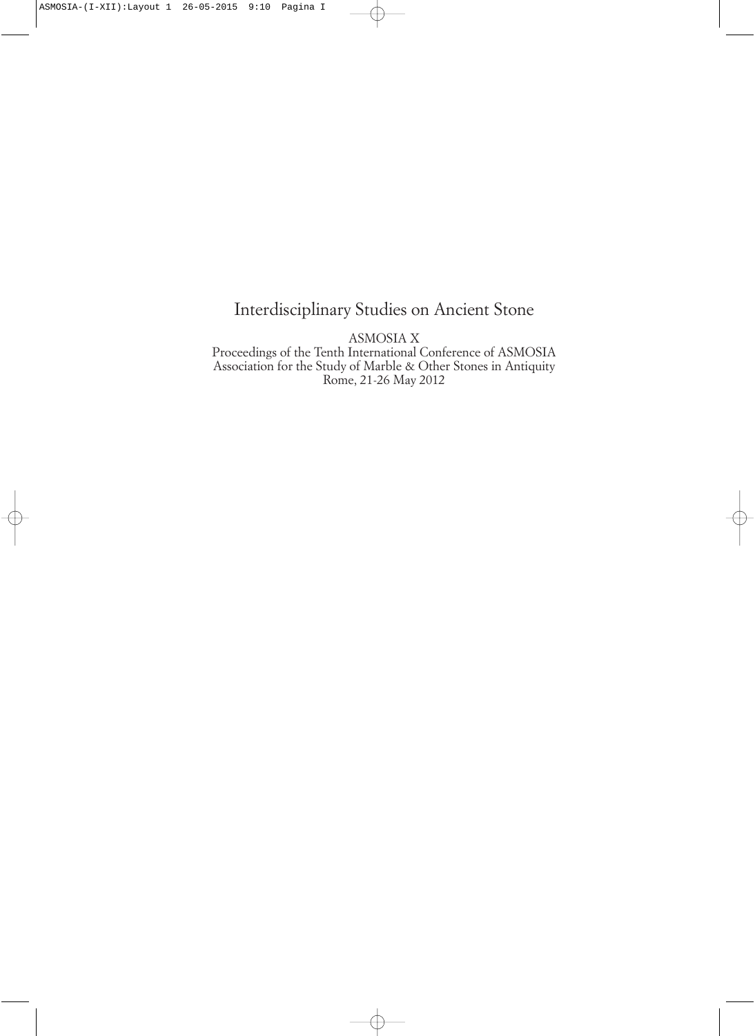# Interdisciplinary Studies on Ancient Stone

ASMOSIA X
Proceedings of the Tenth International Conference of ASMOSIA
Association for the Study of Marble & Other Stones in Antiquity
Rome, 21-26 May 2012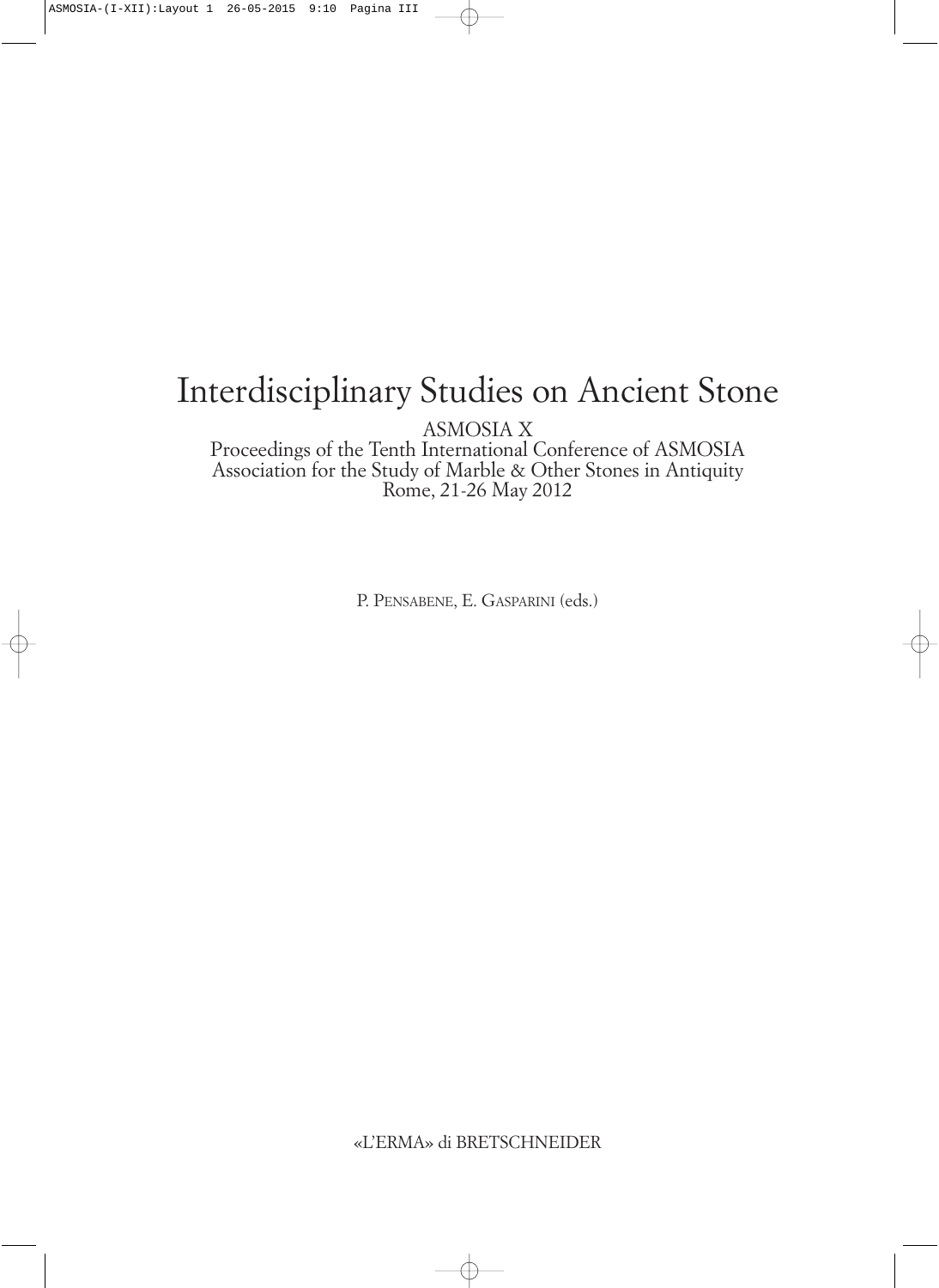# Interdisciplinary Studies on Ancient Stone

ASMOSIA X

Proceedings of the Tenth International Conference of ASMOSIA
Association for the Study of Marble & Other Stones in Antiquity
Rome, 21-26 May 2012

P. Pensabene, E. Gasparini (eds.)

«L'ERMA» di BRETSCHNEIDER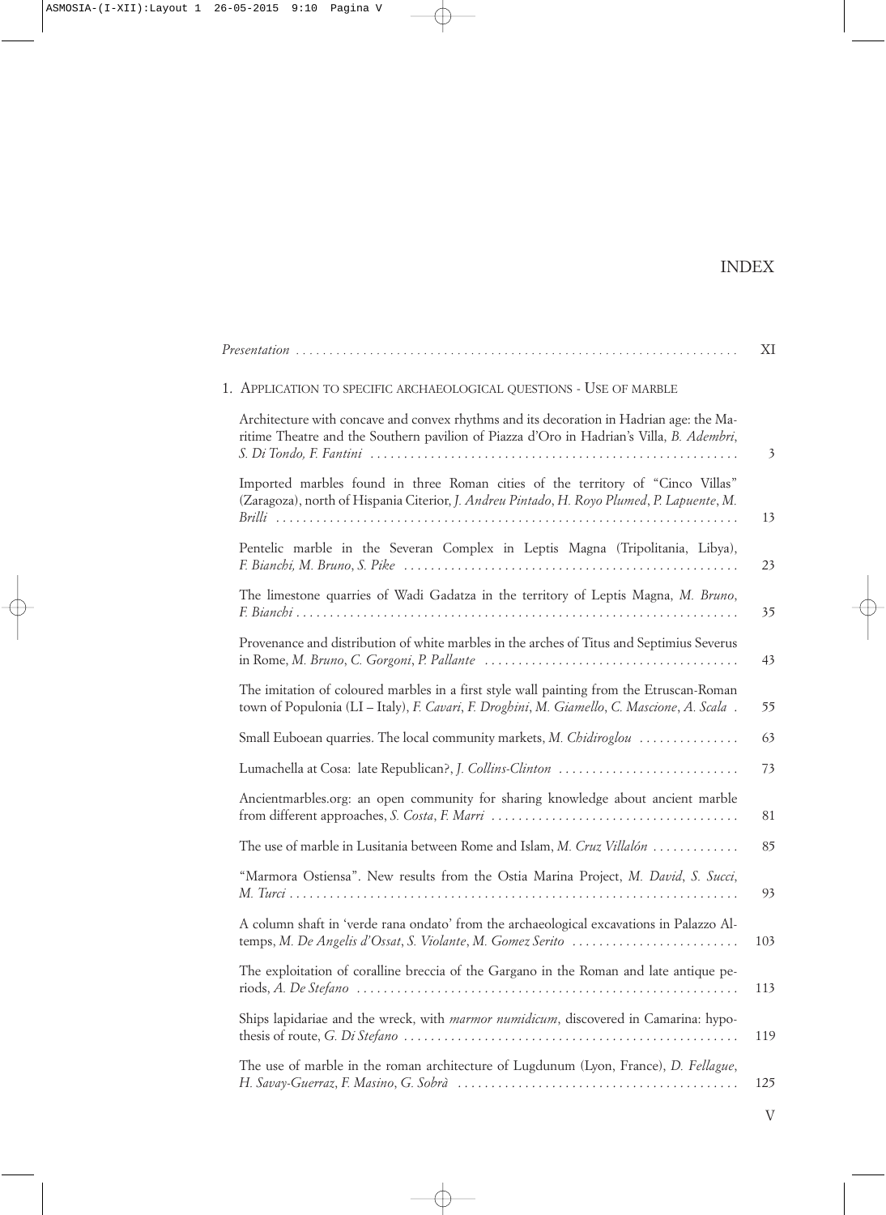# INDEX

*Presentation* ................................................................ XI

## 1. Application to specific archaeological questions - Use of marble

Architecture with concave and convex rhythms and its decoration in Hadrian age: the Maritime Theatre and the Southern pavilion of Piazza d'Oro in Hadrian's Villa, *B. Adembri*, *S. Di Tondo*, *F. Fantini* ................................................................ 3

Imported marbles found in three Roman cities of the territory of "Cinco Villas" (Zaragoza), north of Hispania Citerior, *J. Andreu Pintado*, *H. Royo Plumed*, *P. Lapuente*, *M. Brilli* ................................................................ 13

Pentelic marble in the Severan Complex in Leptis Magna (Tripolitania, Libya), *F. Bianchi, M. Bruno*, *S. Pike* ................................................................ 23

The limestone quarries of Wadi Gadatza in the territory of Leptis Magna, *M. Bruno*, *F. Bianchi* ................................................................ 35

Provenance and distribution of white marbles in the arches of Titus and Septimius Severus in Rome, *M. Bruno*, *C. Gorgoni*, *P. Pallante* ................................................................ 43

The imitation of coloured marbles in a first style wall painting from the Etruscan-Roman town of Populonia (LI – Italy), *F. Cavari*, *F. Droghini*, *M. Giamello*, *C. Mascione*, *A. Scala* . 55

Small Euboean quarries. The local community markets, *M. Chidiroglou* ................................................................ 63

Lumachella at Cosa: late Republican?, *J. Collins-Clinton* ................................................................ 73

Ancientmarbles.org: an open community for sharing knowledge about ancient marble from different approaches, *S. Costa*, *F. Marri* ................................................................ 81

The use of marble in Lusitania between Rome and Islam, *M. Cruz Villalón* ................................................................ 85

"Marmora Ostiensa". New results from the Ostia Marina Project, *M. David*, *S. Succi*, *M. Turci* ................................................................ 93

A column shaft in 'verde rana ondato' from the archaeological excavations in Palazzo Altemps, *M. De Angelis d'Ossat*, *S. Violante*, *M. Gomez Serito* ................................................................ 103

The exploitation of coralline breccia of the Gargano in the Roman and late antique periods, *A. De Stefano* ................................................................ 113

Ships lapidariae and the wreck, with *marmor numidicum*, discovered in Camarina: hypothesis of route, *G. Di Stefano* ................................................................ 119

The use of marble in the roman architecture of Lugdunum (Lyon, France), *D. Fellague*, *H. Savay-Guerraz*, *F. Masino*, *G. Sobrà* ................................................................ 125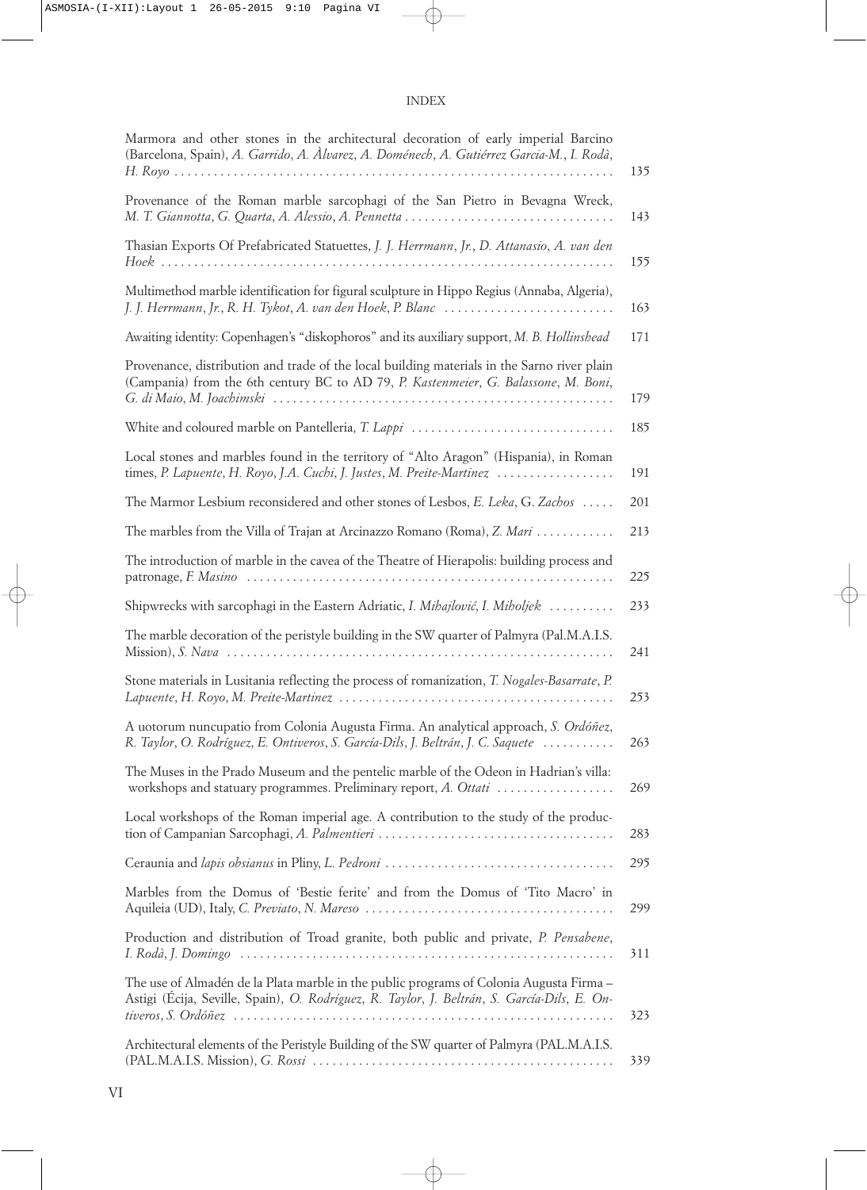INDEX

| | |
|---|---|
| Marmora and other stones in the architectural decoration of early imperial Barcino (Barcelona, Spain), *A. Garrido, A. Àlvarez, A. Doménech, A. Gutiérrez Garcia-M., I. Rodà, H. Royo* | 135 |
| Provenance of the Roman marble sarcophagi of the San Pietro in Bevagna Wreck, *M. T. Giannotta, G. Quarta, A. Alessio, A. Pennetta* | 143 |
| Thasian Exports Of Prefabricated Statuettes, *J. J. Herrmann, Jr., D. Attanasio, A. van den Hoek* | 155 |
| Multimethod marble identification for figural sculpture in Hippo Regius (Annaba, Algeria), *J. J. Herrmann, Jr., R. H. Tykot, A. van den Hoek, P. Blanc* | 163 |
| Awaiting identity: Copenhagen's "diskophoros" and its auxiliary support, *M. B. Hollinshead* | 171 |
| Provenance, distribution and trade of the local building materials in the Sarno river plain (Campania) from the 6th century BC to AD 79, *P. Kastenmeier, G. Balassone, M. Boni, G. di Maio, M. Joachimski* | 179 |
| White and coloured marble on Pantelleria, *T. Lappi* | 185 |
| Local stones and marbles found in the territory of "Alto Aragon" (Hispania), in Roman times, *P. Lapuente, H. Royo, J.A. Cuchi, J. Justes, M. Preite-Martinez* | 191 |
| The Marmor Lesbium reconsidered and other stones of Lesbos, *E. Leka, G. Zachos* | 201 |
| The marbles from the Villa of Trajan at Arcinazzo Romano (Roma), *Z. Mari* | 213 |
| The introduction of marble in the cavea of the Theatre of Hierapolis: building process and patronage, *F. Masino* | 225 |
| Shipwrecks with sarcophagi in the Eastern Adriatic, *I. Mihajlović, I. Miholjek* | 233 |
| The marble decoration of the peristyle building in the SW quarter of Palmyra (Pal.M.A.I.S. Mission), *S. Nava* | 241 |
| Stone materials in Lusitania reflecting the process of romanization, *T. Nogales-Basarrate, P. Lapuente, H. Royo, M. Preite-Martinez* | 253 |
| A uotorum nuncupatio from Colonia Augusta Firma. An analytical approach, *S. Ordóñez, R. Taylor, O. Rodríguez, E. Ontiveros, S. García-Dils, J. Beltrán, J. C. Saquete* | 263 |
| The Muses in the Prado Museum and the pentelic marble of the Odeon in Hadrian's villa: workshops and statuary programmes. Preliminary report, *A. Ottati* | 269 |
| Local workshops of the Roman imperial age. A contribution to the study of the production of Campanian Sarcophagi, *A. Palmentieri* | 283 |
| Ceraunia and *lapis obsianus* in Pliny, *L. Pedroni* | 295 |
| Marbles from the Domus of 'Bestie ferite' and from the Domus of 'Tito Macro' in Aquileia (UD), Italy, *C. Previato, N. Mareso* | 299 |
| Production and distribution of Troad granite, both public and private, *P. Pensabene, I. Rodà, J. Domingo* | 311 |
| The use of Almadén de la Plata marble in the public programs of Colonia Augusta Firma – Astigi (Écija, Seville, Spain), *O. Rodríguez, R. Taylor, J. Beltrán, S. García-Dils, E. Ontiveros, S. Ordóñez* | 323 |
| Architectural elements of the Peristyle Building of the SW quarter of Palmyra (PAL.M.A.I.S. (PAL.M.A.I.S. Mission), *G. Rossi* | 339 |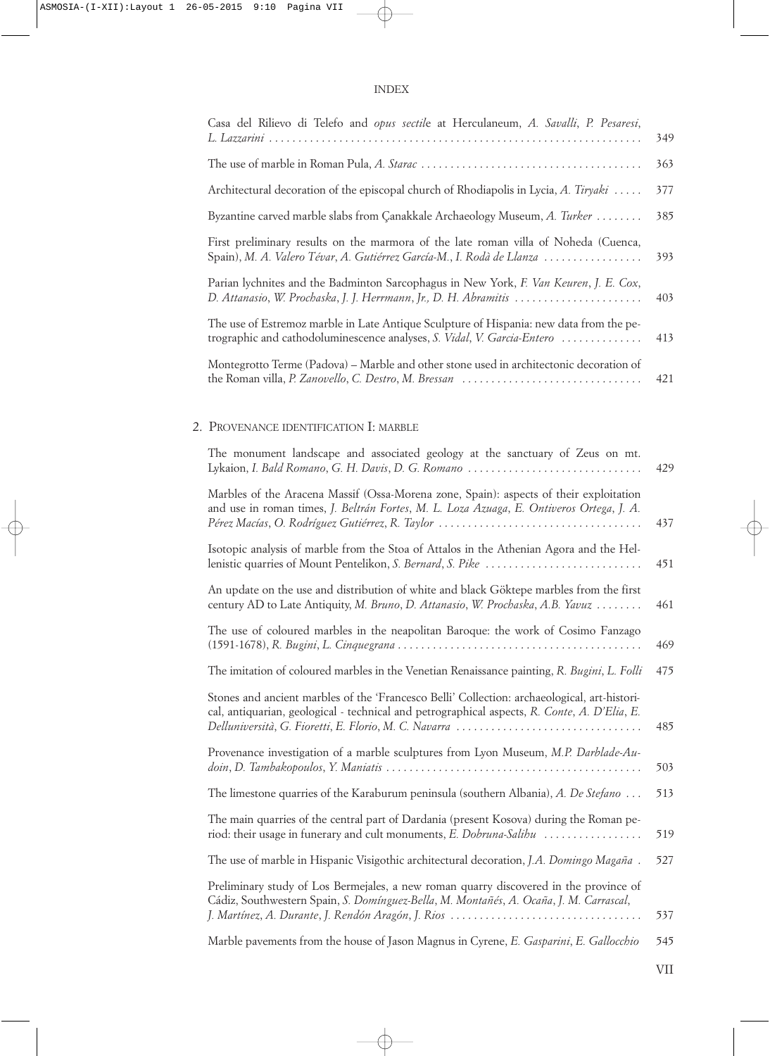INDEX

| | |
|---|---|
| Casa del Rilievo di Telefo and *opus sectile* at Herculaneum, *A. Savalli*, *P. Pesaresi*, *L. Lazzarini* | 349 |
| The use of marble in Roman Pula, *A. Starac* | 363 |
| Architectural decoration of the episcopal church of Rhodiapolis in Lycia, *A. Tiryaki* | 377 |
| Byzantine carved marble slabs from Çanakkale Archaeology Museum, *A. Turker* | 385 |
| First preliminary results on the marmora of the late roman villa of Noheda (Cuenca, Spain), *M. A. Valero Tévar*, *A. Gutiérrez García-M.*, *I. Rodà de Llanza* | 393 |
| Parian lychnites and the Badminton Sarcophagus in New York, *F. Van Keuren*, *J. E. Cox*, *D. Attanasio*, *W. Prochaska*, *J. J. Herrmann*, *Jr.*, *D. H. Abramitis* | 403 |
| The use of Estremoz marble in Late Antique Sculpture of Hispania: new data from the petrographic and cathodoluminescence analyses, *S. Vidal*, *V. Garcia-Entero* | 413 |
| Montegrotto Terme (Padova) – Marble and other stone used in architectonic decoration of the Roman villa, *P. Zanovello*, *C. Destro*, *M. Bressan* | 421 |

## 2. Provenance identification I: marble

| | |
|---|---|
| The monument landscape and associated geology at the sanctuary of Zeus on mt. Lykaion, *I. Bald Romano*, *G. H. Davis*, *D. G. Romano* | 429 |
| Marbles of the Aracena Massif (Ossa-Morena zone, Spain): aspects of their exploitation and use in roman times, *J. Beltrán Fortes*, *M. L. Loza Azuaga*, *E. Ontiveros Ortega*, *J. A. Pérez Macías*, *O. Rodríguez Gutiérrez*, *R. Taylor* | 437 |
| Isotopic analysis of marble from the Stoa of Attalos in the Athenian Agora and the Hellenistic quarries of Mount Pentelikon, *S. Bernard*, *S. Pike* | 451 |
| An update on the use and distribution of white and black Göktepe marbles from the first century AD to Late Antiquity, *M. Bruno*, *D. Attanasio*, *W. Prochaska*, *A.B. Yavuz* | 461 |
| The use of coloured marbles in the neapolitan Baroque: the work of Cosimo Fanzago (1591-1678), *R. Bugini*, *L. Cinquegrana* | 469 |
| The imitation of coloured marbles in the Venetian Renaissance painting, *R. Bugini*, *L. Folli* | 475 |
| Stones and ancient marbles of the 'Francesco Belli' Collection: archaeological, art-historical, antiquarian, geological - technical and petrographical aspects, *R. Conte*, *A. D'Elia*, *E. Delluniversità*, *G. Fioretti*, *E. Florio*, *M. C. Navarra* | 485 |
| Provenance investigation of a marble sculptures from Lyon Museum, *M.P. Darblade-Audoin*, *D. Tambakopoulos*, *Y. Maniatis* | 503 |
| The limestone quarries of the Karaburum peninsula (southern Albania), *A. De Stefano* | 513 |
| The main quarries of the central part of Dardania (present Kosova) during the Roman period: their usage in funerary and cult monuments, *E. Dobruna-Salihu* | 519 |
| The use of marble in Hispanic Visigothic architectural decoration, *J.A. Domingo Magaña* | 527 |
| Preliminary study of Los Bermejales, a new roman quarry discovered in the province of Cádiz, Southwestern Spain, *S. Domínguez-Bella*, *M. Montañés*, *A. Ocaña*, *J. M. Carrascal*, *J. Martínez*, *A. Durante*, *J. Rendón Aragón*, *J. Rios* | 537 |
| Marble pavements from the house of Jason Magnus in Cyrene, *E. Gasparini*, *E. Gallocchio* | 545 |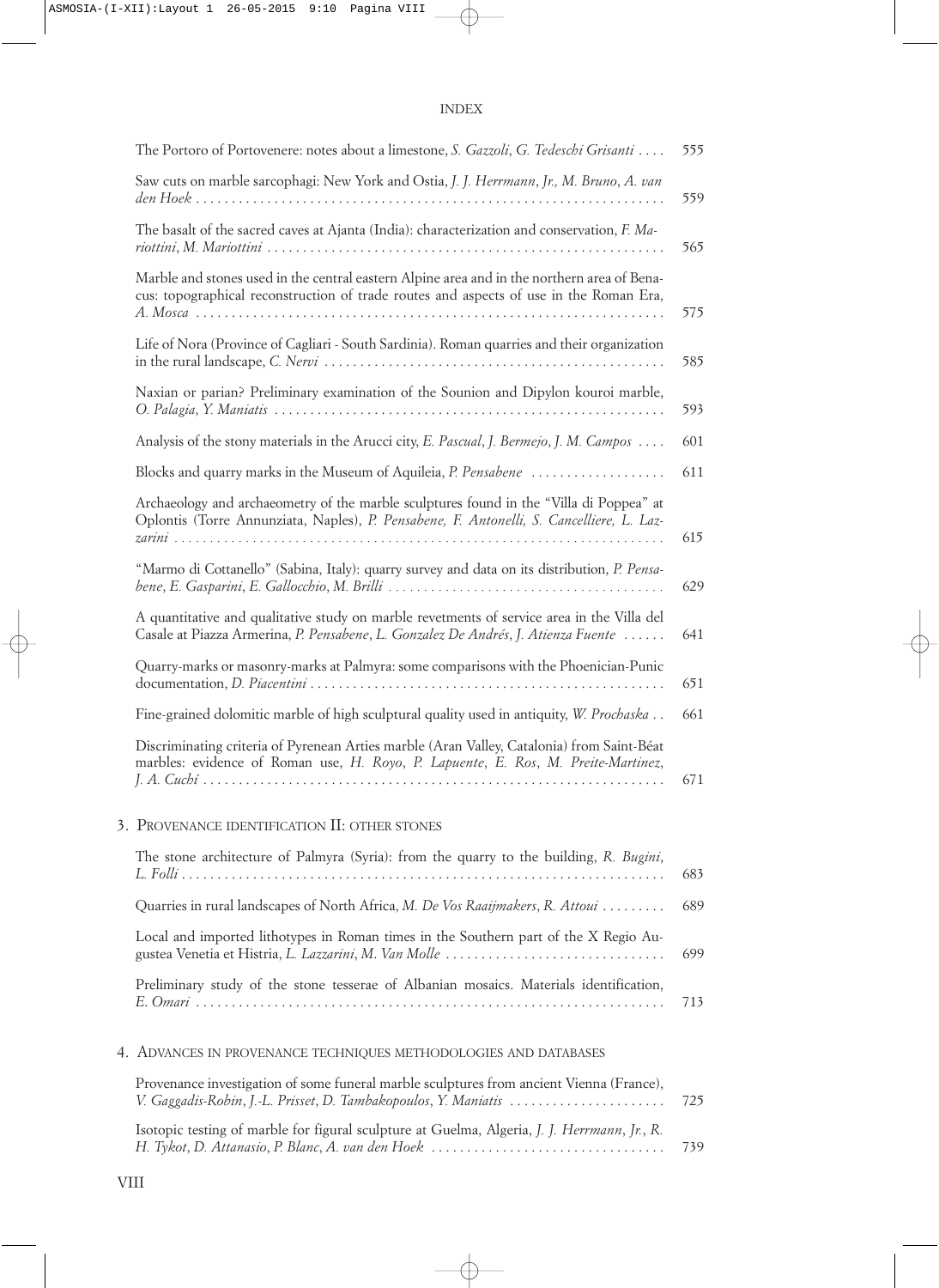INDEX

The Portoro of Portovenere: notes about a limestone, *S. Gazzoli*, *G. Tedeschi Grisanti* .... 555

Saw cuts on marble sarcophagi: New York and Ostia, *J. J. Herrmann*, *Jr.*, *M. Bruno*, *A. van den Hoek* .... 559

The basalt of the sacred caves at Ajanta (India): characterization and conservation, *F. Mariottini*, *M. Mariottini* .... 565

Marble and stones used in the central eastern Alpine area and in the northern area of Benacus: topographical reconstruction of trade routes and aspects of use in the Roman Era, *A. Mosca* .... 575

Life of Nora (Province of Cagliari - South Sardinia). Roman quarries and their organization in the rural landscape, *C. Nervi* .... 585

Naxian or parian? Preliminary examination of the Sounion and Dipylon kouroi marble, *O. Palagia*, *Y. Maniatis* .... 593

Analysis of the stony materials in the Arucci city, *E. Pascual*, *J. Bermejo*, *J. M. Campos* .... 601

Blocks and quarry marks in the Museum of Aquileia, *P. Pensabene* .... 611

Archaeology and archaeometry of the marble sculptures found in the "Villa di Poppea" at Oplontis (Torre Annunziata, Naples), *P. Pensabene, F. Antonelli, S. Cancelliere, L. Lazzarini* .... 615

"Marmo di Cottanello" (Sabina, Italy): quarry survey and data on its distribution, *P. Pensabene*, *E. Gasparini*, *E. Gallocchio*, *M. Brilli* .... 629

A quantitative and qualitative study on marble revetments of service area in the Villa del Casale at Piazza Armerina, *P. Pensabene*, *L. Gonzalez De Andrés*, *J. Atienza Fuente* .... 641

Quarry-marks or masonry-marks at Palmyra: some comparisons with the Phoenician-Punic documentation, *D. Piacentini* .... 651

Fine-grained dolomitic marble of high sculptural quality used in antiquity, *W. Prochaska* .. 661

Discriminating criteria of Pyrenean Arties marble (Aran Valley, Catalonia) from Saint-Béat marbles: evidence of Roman use, *H. Royo*, *P. Lapuente*, *E. Ros*, *M. Preite-Martinez*, *J. A. Cuchí* .... 671

## 3. Provenance identification II: other stones

The stone architecture of Palmyra (Syria): from the quarry to the building, *R. Bugini*, *L. Folli* .... 683

Quarries in rural landscapes of North Africa, *M. De Vos Raaijmakers*, *R. Attoui* .... 689

Local and imported lithotypes in Roman times in the Southern part of the X Regio Augustea Venetia et Histria, *L. Lazzarini*, *M. Van Molle* .... 699

Preliminary study of the stone tesserae of Albanian mosaics. Materials identification, *E. Omari* .... 713

## 4. Advances in provenance techniques methodologies and databases

Provenance investigation of some funeral marble sculptures from ancient Vienna (France), *V. Gaggadis-Robin*, *J.-L. Prisset*, *D. Tambakopoulos*, *Y. Maniatis* .... 725

Isotopic testing of marble for figural sculpture at Guelma, Algeria, *J. J. Herrmann*, *Jr.*, *R. H. Tykot*, *D. Attanasio*, *P. Blanc*, *A. van den Hoek* .... 739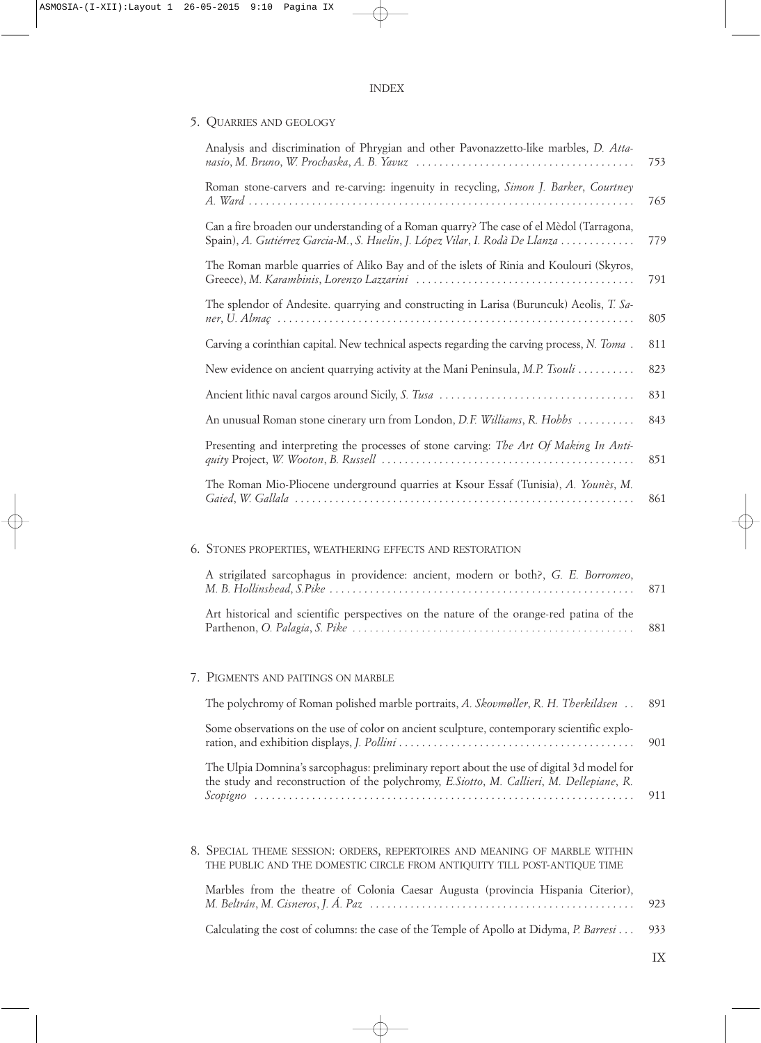INDEX

## 5. Quarries and geology

Analysis and discrimination of Phrygian and other Pavonazzetto-like marbles, *D. Attanasio*, *M. Bruno*, *W. Prochaska*, *A. B. Yavuz* . . . . . . . . . . 753

Roman stone-carvers and re-carving: ingenuity in recycling, *Simon J. Barker*, *Courtney A. Ward* . . . . . . . . . . 765

Can a fire broaden our understanding of a Roman quarry? The case of el Mèdol (Tarragona, Spain), *A. Gutiérrez Garcia-M.*, *S. Huelin*, *J. López Vilar*, *I. Rodà De Llanza* . . . . . . . . . . 779

The Roman marble quarries of Aliko Bay and of the islets of Rinia and Koulouri (Skyros, Greece), *M. Karambinis*, *Lorenzo Lazzarini* . . . . . . . . . . 791

The splendor of Andesite. quarrying and constructing in Larisa (Buruncuk) Aeolis, *T. Saner*, *U. Almaç* . . . . . . . . . . 805

Carving a corinthian capital. New technical aspects regarding the carving process, *N. Toma* . 811

New evidence on ancient quarrying activity at the Mani Peninsula, *M.P. Tsouli* . . . . . . . . . . 823

Ancient lithic naval cargos around Sicily, *S. Tusa* . . . . . . . . . . 831

An unusual Roman stone cinerary urn from London, *D.F. Williams*, *R. Hobbs* . . . . . . . . . . 843

Presenting and interpreting the processes of stone carving: *The Art Of Making In Antiquity* Project, *W. Wooton*, *B. Russell* . . . . . . . . . . 851

The Roman Mio-Pliocene underground quarries at Ksour Essaf (Tunisia), *A. Younès*, *M. Gaied*, *W. Gallala* . . . . . . . . . . 861

## 6. Stones properties, weathering effects and restoration

A strigilated sarcophagus in providence: ancient, modern or both?, *G. E. Borromeo*, *M. B. Hollinshead*, *S.Pike* . . . . . . . . . . 871

Art historical and scientific perspectives on the nature of the orange-red patina of the Parthenon, *O. Palagia*, *S. Pike* . . . . . . . . . . 881

## 7. Pigments and paitings on marble

The polychromy of Roman polished marble portraits, *A. Skovmøller*, *R. H. Therkildsen* . . 891

Some observations on the use of color on ancient sculpture, contemporary scientific exploration, and exhibition displays, *J. Pollini* . . . . . . . . . . 901

The Ulpia Domnina's sarcophagus: preliminary report about the use of digital 3d model for the study and reconstruction of the polychromy, *E.Siotto*, *M. Callieri*, *M. Dellepiane*, *R. Scopigno* . . . . . . . . . . 911

## 8. Special theme session: orders, repertoires and meaning of marble within the public and the domestic circle from antiquity till post-antique time

Marbles from the theatre of Colonia Caesar Augusta (provincia Hispania Citerior), *M. Beltrán*, *M. Cisneros*, *J. Á. Paz* . . . . . . . . . . 923

Calculating the cost of columns: the case of the Temple of Apollo at Didyma, *P. Barresi* . . . 933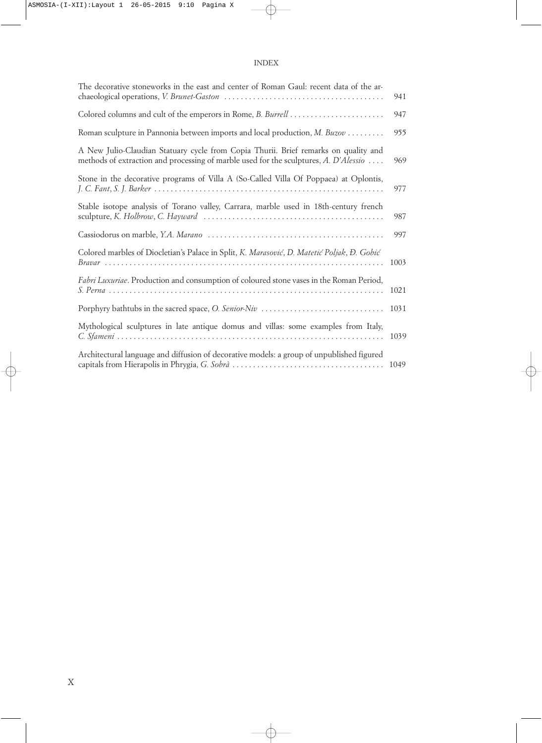INDEX

The decorative stoneworks in the east and center of Roman Gaul: recent data of the archaeological operations, *V. Brunet-Gaston* ........ 941

Colored columns and cult of the emperors in Rome, *B. Burrell* ........ 947

Roman sculpture in Pannonia between imports and local production, *M. Buzov* ........ 955

A New Julio-Claudian Statuary cycle from Copia Thurii. Brief remarks on quality and methods of extraction and processing of marble used for the sculptures, *A. D'Alessio* ........ 969

Stone in the decorative programs of Villa A (So-Called Villa Of Poppaea) at Oplontis, *J. C. Fant*, *S. J. Barker* ........ 977

Stable isotope analysis of Torano valley, Carrara, marble used in 18th-century french sculpture, *K. Holbrow*, *C. Hayward* ........ 987

Cassiodorus on marble, *Y.A. Marano* ........ 997

Colored marbles of Diocletian's Palace in Split, *K. Marasović*, *D. Matetić Poljak*, *Đ. Gobić Bravar* ........ 1003

*Fabri Luxuriae*. Production and consumption of coloured stone vases in the Roman Period, *S. Perna* ........ 1021

Porphyry bathtubs in the sacred space, *O. Senior-Niv* ........ 1031

Mythological sculptures in late antique domus and villas: some examples from Italy, *C. Sfameni* ........ 1039

Architectural language and diffusion of decorative models: a group of unpublished figured capitals from Hierapolis in Phrygia, *G. Sobrà* ........ 1049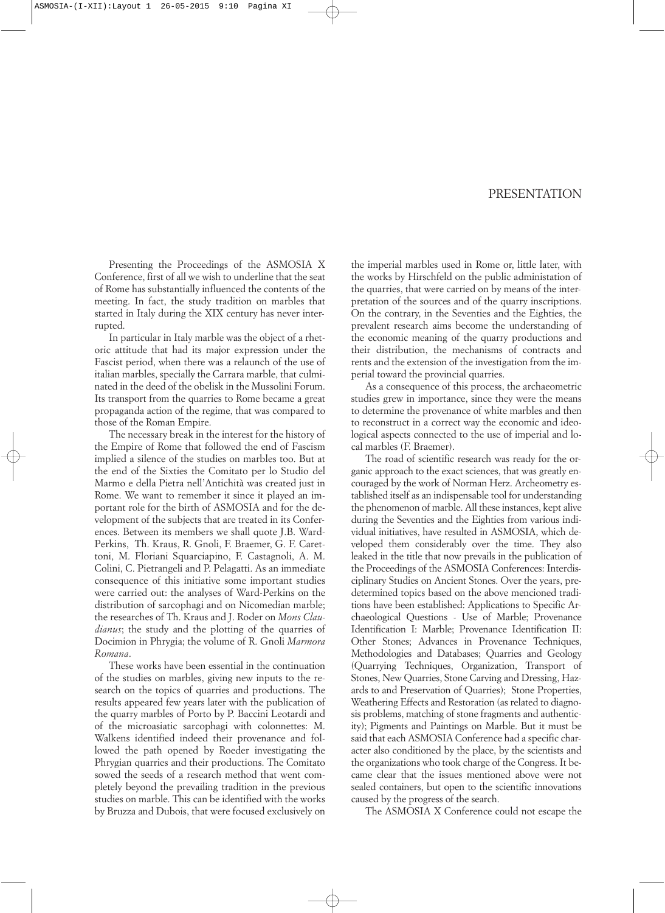# PRESENTATION

Presenting the Proceedings of the ASMOSIA X Conference, first of all we wish to underline that the seat of Rome has substantially influenced the contents of the meeting. In fact, the study tradition on marbles that started in Italy during the XIX century has never interrupted.

In particular in Italy marble was the object of a rhetoric attitude that had its major expression under the Fascist period, when there was a relaunch of the use of italian marbles, specially the Carrara marble, that culminated in the deed of the obelisk in the Mussolini Forum. Its transport from the quarries to Rome became a great propaganda action of the regime, that was compared to those of the Roman Empire.

The necessary break in the interest for the history of the Empire of Rome that followed the end of Fascism implied a silence of the studies on marbles too. But at the end of the Sixties the Comitato per lo Studio del Marmo e della Pietra nell'Antichità was created just in Rome. We want to remember it since it played an important role for the birth of ASMOSIA and for the development of the subjects that are treated in its Conferences. Between its members we shall quote J.B. Ward-Perkins, Th. Kraus, R. Gnoli, F. Braemer, G. F. Carettoni, M. Floriani Squarciapino, F. Castagnoli, A. M. Colini, C. Pietrangeli and P. Pelagatti. As an immediate consequence of this initiative some important studies were carried out: the analyses of Ward-Perkins on the distribution of sarcophagi and on Nicomedian marble; the researches of Th. Kraus and J. Roder on *Mons Claudianus*; the study and the plotting of the quarries of Docimion in Phrygia; the volume of R. Gnoli *Marmora Romana*.

These works have been essential in the continuation of the studies on marbles, giving new inputs to the research on the topics of quarries and productions. The results appeared few years later with the publication of the quarry marbles of Porto by P. Baccini Leotardi and of the microasiatic sarcophagi with colonnettes: M. Walkens identified indeed their provenance and followed the path opened by Roeder investigating the Phrygian quarries and their productions. The Comitato sowed the seeds of a research method that went completely beyond the prevailing tradition in the previous studies on marble. This can be identified with the works by Bruzza and Dubois, that were focused exclusively on the imperial marbles used in Rome or, little later, with the works by Hirschfeld on the public administation of the quarries, that were carried on by means of the interpretation of the sources and of the quarry inscriptions. On the contrary, in the Seventies and the Eighties, the prevalent research aims become the understanding of the economic meaning of the quarry productions and their distribution, the mechanisms of contracts and rents and the extension of the investigation from the imperial toward the provincial quarries.

As a consequence of this process, the archaeometric studies grew in importance, since they were the means to determine the provenance of white marbles and then to reconstruct in a correct way the economic and ideological aspects connected to the use of imperial and local marbles (F. Braemer).

The road of scientific research was ready for the organic approach to the exact sciences, that was greatly encouraged by the work of Norman Herz. Archeometry established itself as an indispensable tool for understanding the phenomenon of marble. All these instances, kept alive during the Seventies and the Eighties from various individual initiatives, have resulted in ASMOSIA, which developed them considerably over the time. They also leaked in the title that now prevails in the publication of the Proceedings of the ASMOSIA Conferences: Interdisciplinary Studies on Ancient Stones. Over the years, predetermined topics based on the above mencioned traditions have been established: Applications to Specific Archaeological Questions - Use of Marble; Provenance Identification I: Marble; Provenance Identification II: Other Stones; Advances in Provenance Techniques, Methodologies and Databases; Quarries and Geology (Quarrying Techniques, Organization, Transport of Stones, New Quarries, Stone Carving and Dressing, Hazards to and Preservation of Quarries); Stone Properties, Weathering Effects and Restoration (as related to diagnosis problems, matching of stone fragments and authenticity); Pigments and Paintings on Marble. But it must be said that each ASMOSIA Conference had a specific character also conditioned by the place, by the scientists and the organizations who took charge of the Congress. It became clear that the issues mentioned above were not sealed containers, but open to the scientific innovations caused by the progress of the search.

The ASMOSIA X Conference could not escape the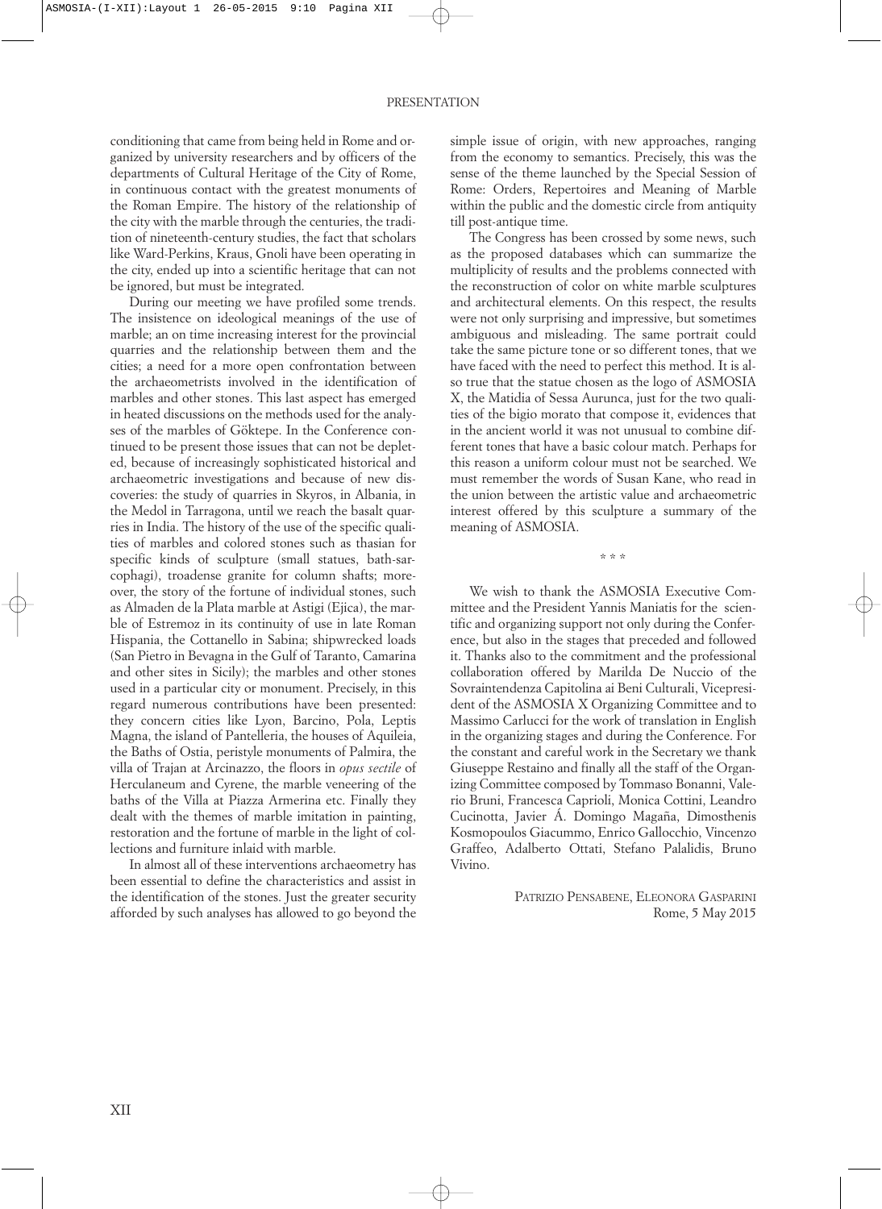conditioning that came from being held in Rome and organized by university researchers and by officers of the departments of Cultural Heritage of the City of Rome, in continuous contact with the greatest monuments of the Roman Empire. The history of the relationship of the city with the marble through the centuries, the tradition of nineteenth-century studies, the fact that scholars like Ward-Perkins, Kraus, Gnoli have been operating in the city, ended up into a scientific heritage that can not be ignored, but must be integrated.

During our meeting we have profiled some trends. The insistence on ideological meanings of the use of marble; an on time increasing interest for the provincial quarries and the relationship between them and the cities; a need for a more open confrontation between the archaeometrists involved in the identification of marbles and other stones. This last aspect has emerged in heated discussions on the methods used for the analyses of the marbles of Göktepe. In the Conference continued to be present those issues that can not be depleted, because of increasingly sophisticated historical and archaeometric investigations and because of new discoveries: the study of quarries in Skyros, in Albania, in the Medol in Tarragona, until we reach the basalt quarries in India. The history of the use of the specific qualities of marbles and colored stones such as thasian for specific kinds of sculpture (small statues, bath-sarcophagi), troadense granite for column shafts; moreover, the story of the fortune of individual stones, such as Almaden de la Plata marble at Astigi (Ejica), the marble of Estremoz in its continuity of use in late Roman Hispania, the Cottanello in Sabina; shipwrecked loads (San Pietro in Bevagna in the Gulf of Taranto, Camarina and other sites in Sicily); the marbles and other stones used in a particular city or monument. Precisely, in this regard numerous contributions have been presented: they concern cities like Lyon, Barcino, Pola, Leptis Magna, the island of Pantelleria, the houses of Aquileia, the Baths of Ostia, peristyle monuments of Palmira, the villa of Trajan at Arcinazzo, the floors in *opus sectile* of Herculaneum and Cyrene, the marble veneering of the baths of the Villa at Piazza Armerina etc. Finally they dealt with the themes of marble imitation in painting, restoration and the fortune of marble in the light of collections and furniture inlaid with marble.

In almost all of these interventions archaeometry has been essential to define the characteristics and assist in the identification of the stones. Just the greater security afforded by such analyses has allowed to go beyond the simple issue of origin, with new approaches, ranging from the economy to semantics. Precisely, this was the sense of the theme launched by the Special Session of Rome: Orders, Repertoires and Meaning of Marble within the public and the domestic circle from antiquity till post-antique time.

The Congress has been crossed by some news, such as the proposed databases which can summarize the multiplicity of results and the problems connected with the reconstruction of color on white marble sculptures and architectural elements. On this respect, the results were not only surprising and impressive, but sometimes ambiguous and misleading. The same portrait could take the same picture tone or so different tones, that we have faced with the need to perfect this method. It is also true that the statue chosen as the logo of ASMOSIA X, the Matidia of Sessa Aurunca, just for the two qualities of the bigio morato that compose it, evidences that in the ancient world it was not unusual to combine different tones that have a basic colour match. Perhaps for this reason a uniform colour must not be searched. We must remember the words of Susan Kane, who read in the union between the artistic value and archaeometric interest offered by this sculpture a summary of the meaning of ASMOSIA.

\* \* \*

We wish to thank the ASMOSIA Executive Committee and the President Yannis Maniatis for the scientific and organizing support not only during the Conference, but also in the stages that preceded and followed it. Thanks also to the commitment and the professional collaboration offered by Marilda De Nuccio of the Sovraintendenza Capitolina ai Beni Culturali, Vicepresident of the ASMOSIA X Organizing Committee and to Massimo Carlucci for the work of translation in English in the organizing stages and during the Conference. For the constant and careful work in the Secretary we thank Giuseppe Restaino and finally all the staff of the Organizing Committee composed by Tommaso Bonanni, Valerio Bruni, Francesca Caprioli, Monica Cottini, Leandro Cucinotta, Javier Á. Domingo Magaña, Dimosthenis Kosmopoulos Giacummo, Enrico Gallocchio, Vincenzo Graffeo, Adalberto Ottati, Stefano Palalidis, Bruno Vivino.

PATRIZIO PENSABENE, ELEONORA GASPARINI
Rome, 5 May 2015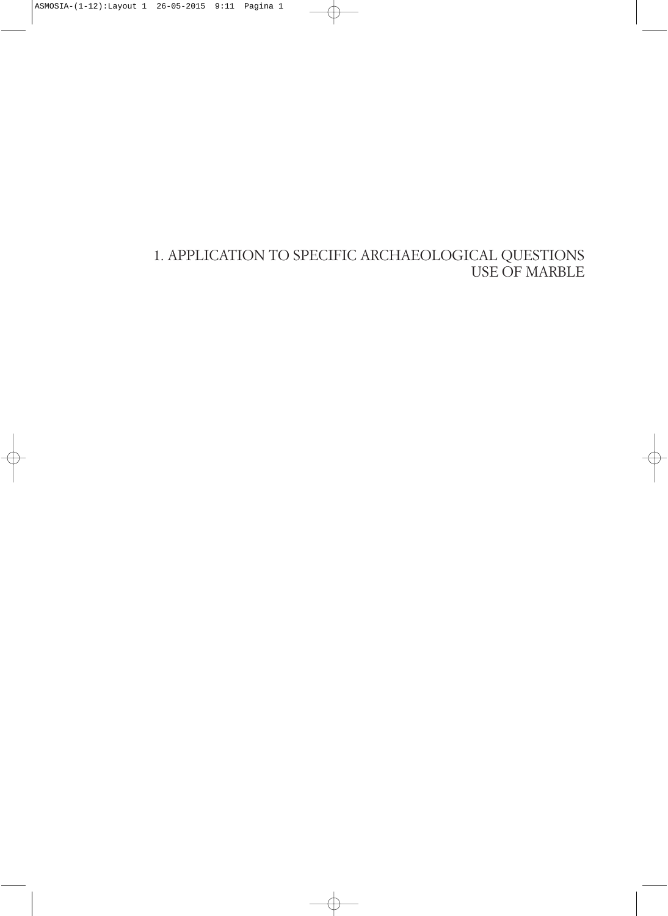# 1. APPLICATION TO SPECIFIC ARCHAEOLOGICAL QUESTIONS USE OF MARBLE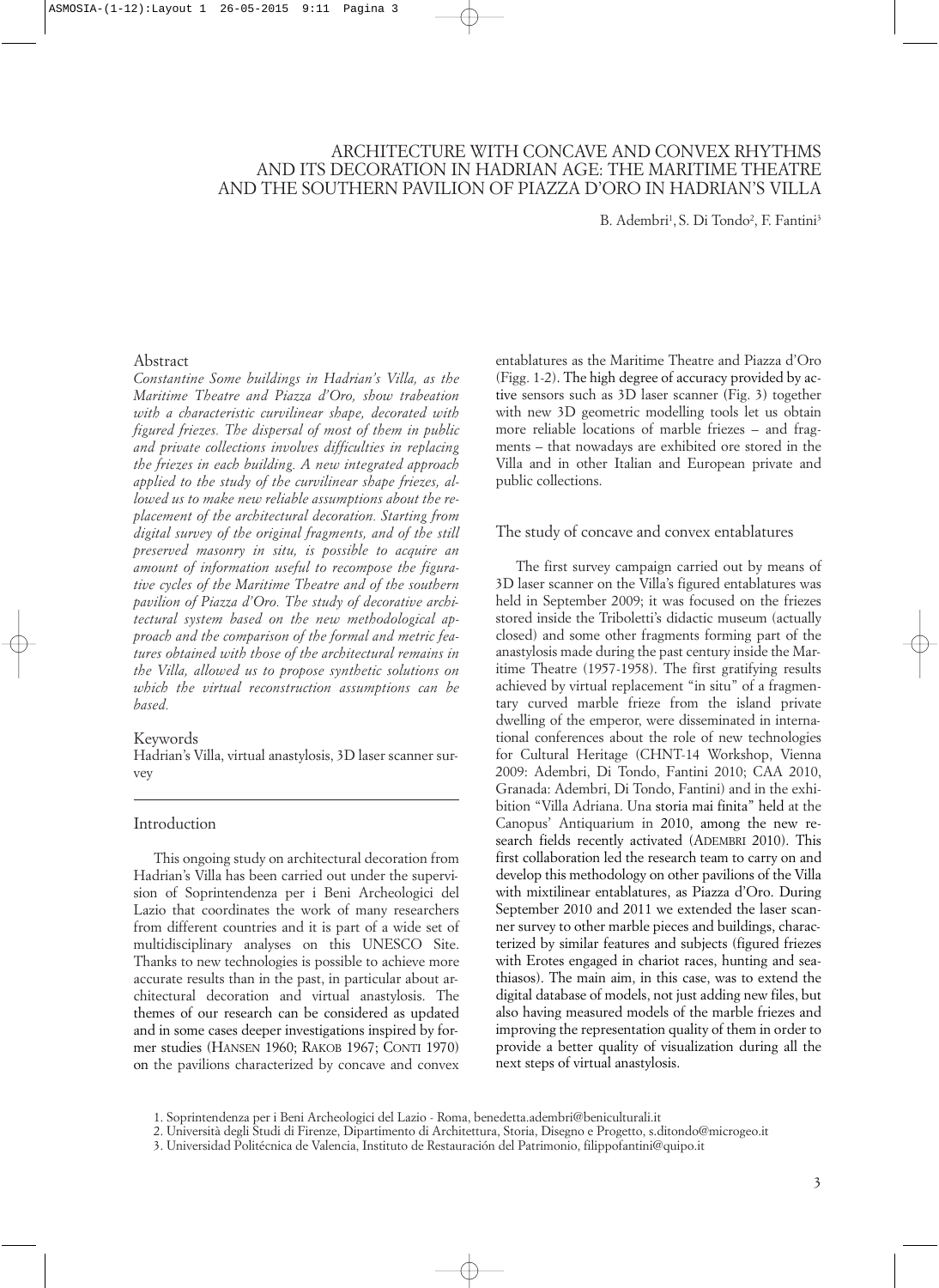# ARCHITECTURE WITH CONCAVE AND CONVEX RHYTHMS AND ITS DECORATION IN HADRIAN AGE: THE MARITIME THEATRE AND THE SOUTHERN PAVILION OF PIAZZA D'ORO IN HADRIAN'S VILLA

B. Adembri[1], S. Di Tondo[2], F. Fantini[3]

## Abstract

*Constantine Some buildings in Hadrian's Villa, as the Maritime Theatre and Piazza d'Oro, show trabeation with a characteristic curvilinear shape, decorated with figured friezes. The dispersal of most of them in public and private collections involves difficulties in replacing the friezes in each building. A new integrated approach applied to the study of the curvilinear shape friezes, allowed us to make new reliable assumptions about the replacement of the architectural decoration. Starting from digital survey of the original fragments, and of the still preserved masonry in situ, is possible to acquire an amount of information useful to recompose the figurative cycles of the Maritime Theatre and of the southern pavilion of Piazza d'Oro. The study of decorative architectural system based on the new methodological approach and the comparison of the formal and metric features obtained with those of the architectural remains in the Villa, allowed us to propose synthetic solutions on which the virtual reconstruction assumptions can be based.*

## Keywords

Hadrian's Villa, virtual anastylosis, 3D laser scanner survey

## Introduction

This ongoing study on architectural decoration from Hadrian's Villa has been carried out under the supervision of Soprintendenza per i Beni Archeologici del Lazio that coordinates the work of many researchers from different countries and it is part of a wide set of multidisciplinary analyses on this UNESCO Site. Thanks to new technologies is possible to achieve more accurate results than in the past, in particular about architectural decoration and virtual anastylosis. The themes of our research can be considered as updated and in some cases deeper investigations inspired by former studies (HANSEN 1960; RAKOB 1967; CONTI 1970) on the pavilions characterized by concave and convex entablatures as the Maritime Theatre and Piazza d'Oro (Figg. 1-2). The high degree of accuracy provided by active sensors such as 3D laser scanner (Fig. 3) together with new 3D geometric modelling tools let us obtain more reliable locations of marble friezes – and fragments – that nowadays are exhibited ore stored in the Villa and in other Italian and European private and public collections.

## The study of concave and convex entablatures

The first survey campaign carried out by means of 3D laser scanner on the Villa's figured entablatures was held in September 2009; it was focused on the friezes stored inside the Triboletti's didactic museum (actually closed) and some other fragments forming part of the anastylosis made during the past century inside the Maritime Theatre (1957-1958). The first gratifying results achieved by virtual replacement "in situ" of a fragmentary curved marble frieze from the island private dwelling of the emperor, were disseminated in international conferences about the role of new technologies for Cultural Heritage (CHNT-14 Workshop, Vienna 2009: Adembri, Di Tondo, Fantini 2010; CAA 2010, Granada: Adembri, Di Tondo, Fantini) and in the exhibition "Villa Adriana. Una storia mai finita" held at the Canopus' Antiquarium in 2010, among the new research fields recently activated (ADEMBRI 2010). This first collaboration led the research team to carry on and develop this methodology on other pavilions of the Villa with mixtilinear entablatures, as Piazza d'Oro. During September 2010 and 2011 we extended the laser scanner survey to other marble pieces and buildings, characterized by similar features and subjects (figured friezes with Erotes engaged in chariot races, hunting and seathiasos). The main aim, in this case, was to extend the digital database of models, not just adding new files, but also having measured models of the marble friezes and improving the representation quality of them in order to provide a better quality of visualization during all the next steps of virtual anastylosis.

1. Soprintendenza per i Beni Archeologici del Lazio - Roma, benedetta.adembri@beniculturali.it
2. Università degli Studi di Firenze, Dipartimento di Architettura, Storia, Disegno e Progetto, s.ditondo@microgeo.it
3. Universidad Politécnica de Valencia, Instituto de Restauración del Patrimonio, filippofantini@quipo.it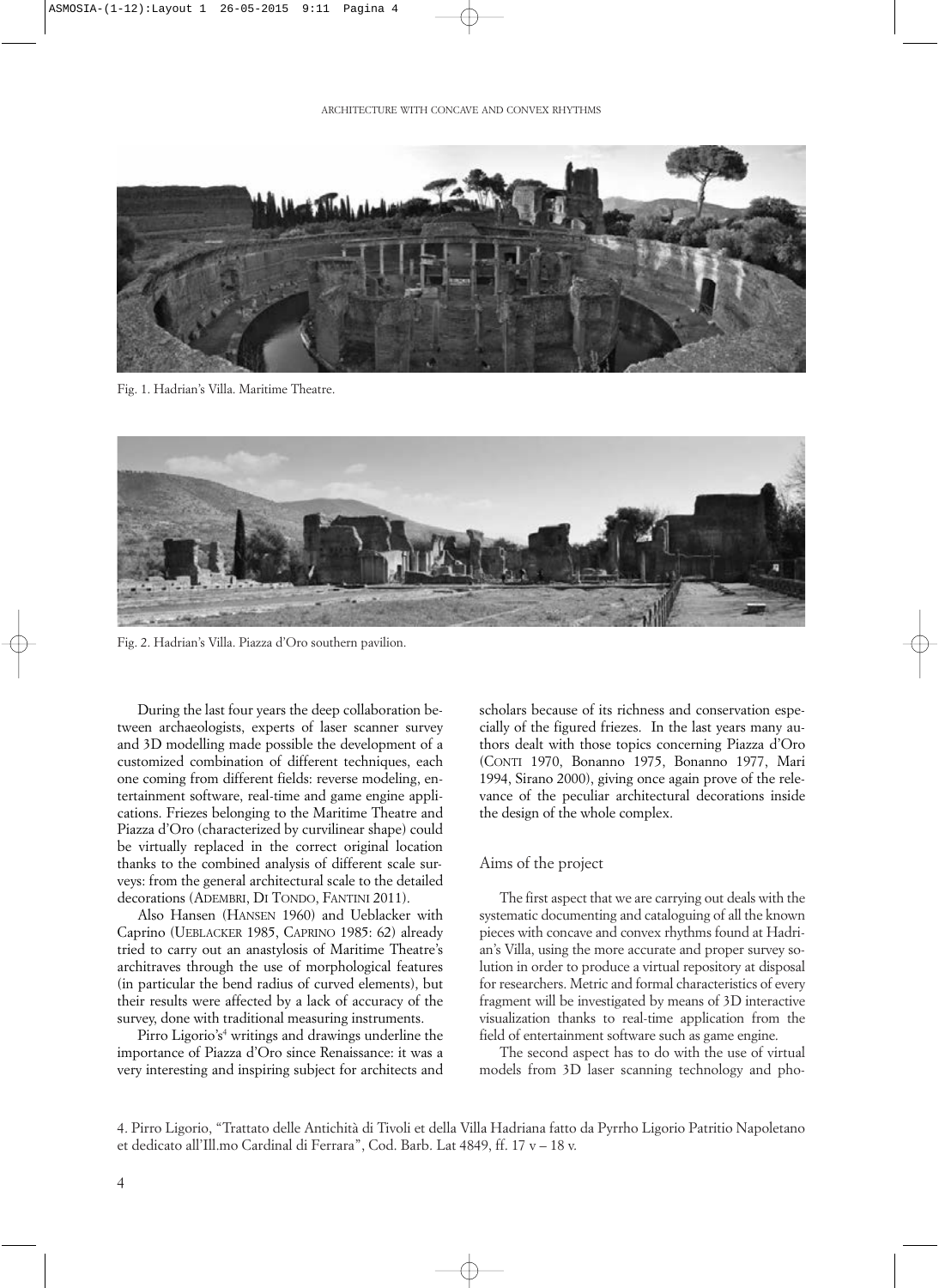Fig. 1. Hadrian's Villa. Maritime Theatre.

Fig. 2. Hadrian's Villa. Piazza d'Oro southern pavilion.

During the last four years the deep collaboration between archaeologists, experts of laser scanner survey and 3D modelling made possible the development of a customized combination of different techniques, each one coming from different fields: reverse modeling, entertainment software, real-time and game engine applications. Friezes belonging to the Maritime Theatre and Piazza d'Oro (characterized by curvilinear shape) could be virtually replaced in the correct original location thanks to the combined analysis of different scale surveys: from the general architectural scale to the detailed decorations (ADEMBRI, DI TONDO, FANTINI 2011).

Also Hansen (HANSEN 1960) and Ueblacker with Caprino (UEBLACKER 1985, CAPRINO 1985: 62) already tried to carry out an anastylosis of Maritime Theatre's architraves through the use of morphological features (in particular the bend radius of curved elements), but their results were affected by a lack of accuracy of the survey, done with traditional measuring instruments.

Pirro Ligorio's[4] writings and drawings underline the importance of Piazza d'Oro since Renaissance: it was a very interesting and inspiring subject for architects and scholars because of its richness and conservation especially of the figured friezes. In the last years many authors dealt with those topics concerning Piazza d'Oro (CONTI 1970, Bonanno 1975, Bonanno 1977, Mari 1994, Sirano 2000), giving once again prove of the relevance of the peculiar architectural decorations inside the design of the whole complex.

## Aims of the project

The first aspect that we are carrying out deals with the systematic documenting and cataloguing of all the known pieces with concave and convex rhythms found at Hadrian's Villa, using the more accurate and proper survey solution in order to produce a virtual repository at disposal for researchers. Metric and formal characteristics of every fragment will be investigated by means of 3D interactive visualization thanks to real-time application from the field of entertainment software such as game engine.

The second aspect has to do with the use of virtual models from 3D laser scanning technology and pho-

4. Pirro Ligorio, "Trattato delle Antichità di Tivoli et della Villa Hadriana fatto da Pyrrho Ligorio Patritio Napoletano et dedicato all'Ill.mo Cardinal di Ferrara", Cod. Barb. Lat 4849, ff. 17 v – 18 v.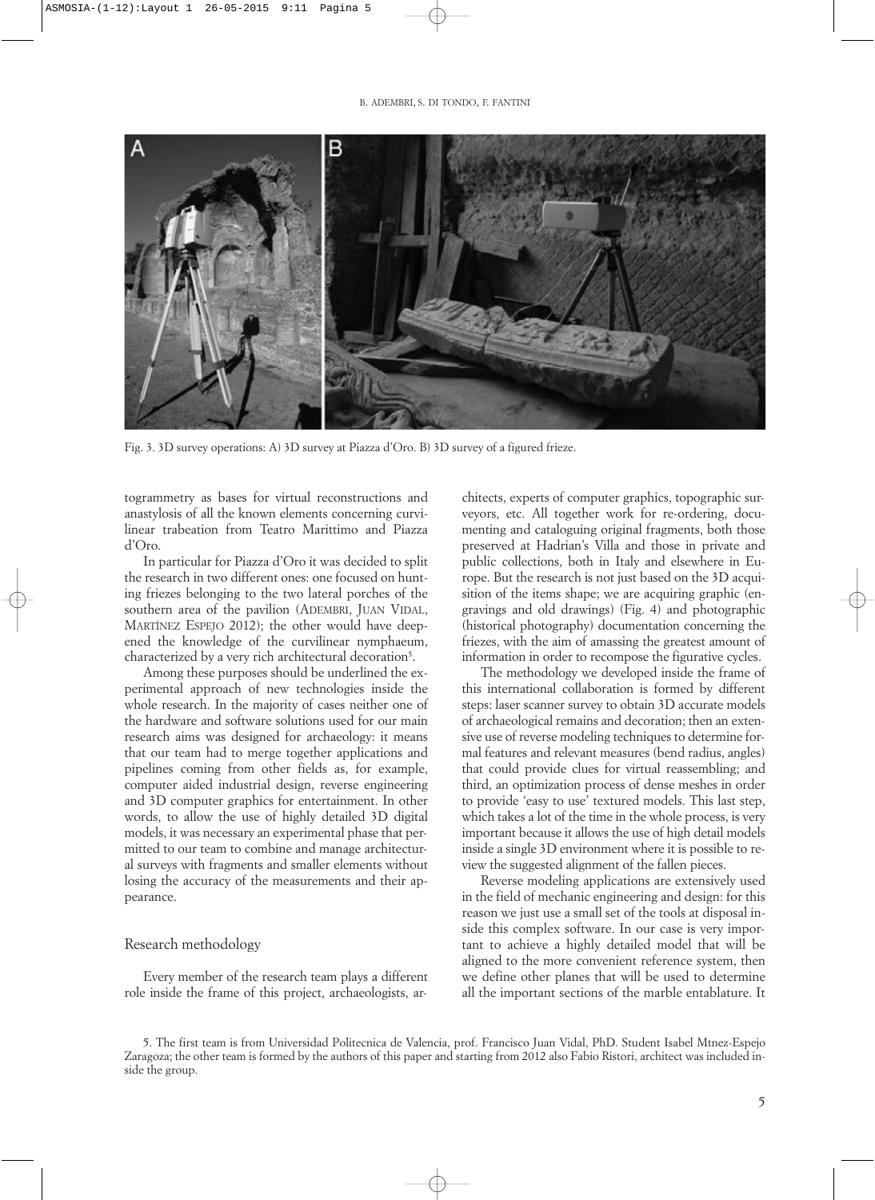Fig. 3. 3D survey operations: A) 3D survey at Piazza d'Oro. B) 3D survey of a figured frieze.

togrammetry as bases for virtual reconstructions and anastylosis of all the known elements concerning curvilinear trabeation from Teatro Marittimo and Piazza d'Oro.

In particular for Piazza d'Oro it was decided to split the research in two different ones: one focused on hunting friezes belonging to the two lateral porches of the southern area of the pavilion (ADEMBRI, JUAN VIDAL, MARTÌNEZ ESPEJO 2012); the other would have deepened the knowledge of the curvilinear nymphaeum, characterized by a very rich architectural decoration[5].

Among these purposes should be underlined the experimental approach of new technologies inside the whole research. In the majority of cases neither one of the hardware and software solutions used for our main research aims was designed for archaeology: it means that our team had to merge together applications and pipelines coming from other fields as, for example, computer aided industrial design, reverse engineering and 3D computer graphics for entertainment. In other words, to allow the use of highly detailed 3D digital models, it was necessary an experimental phase that permitted to our team to combine and manage architectural surveys with fragments and smaller elements without losing the accuracy of the measurements and their appearance.

## Research methodology

Every member of the research team plays a different role inside the frame of this project, archaeologists, architects, experts of computer graphics, topographic surveyors, etc. All together work for re-ordering, documenting and cataloguing original fragments, both those preserved at Hadrian's Villa and those in private and public collections, both in Italy and elsewhere in Europe. But the research is not just based on the 3D acquisition of the items shape; we are acquiring graphic (engravings and old drawings) (Fig. 4) and photographic (historical photography) documentation concerning the friezes, with the aim of amassing the greatest amount of information in order to recompose the figurative cycles.

The methodology we developed inside the frame of this international collaboration is formed by different steps: laser scanner survey to obtain 3D accurate models of archaeological remains and decoration; then an extensive use of reverse modeling techniques to determine formal features and relevant measures (bend radius, angles) that could provide clues for virtual reassembling; and third, an optimization process of dense meshes in order to provide 'easy to use' textured models. This last step, which takes a lot of the time in the whole process, is very important because it allows the use of high detail models inside a single 3D environment where it is possible to review the suggested alignment of the fallen pieces.

Reverse modeling applications are extensively used in the field of mechanic engineering and design: for this reason we just use a small set of the tools at disposal inside this complex software. In our case is very important to achieve a highly detailed model that will be aligned to the more convenient reference system, then we define other planes that will be used to determine all the important sections of the marble entablature. It

5. The first team is from Universidad Politecnica de Valencia, prof. Francisco Juan Vidal, PhD. Student Isabel Mtnez-Espejo Zaragoza; the other team is formed by the authors of this paper and starting from 2012 also Fabio Ristori, architect was included inside the group.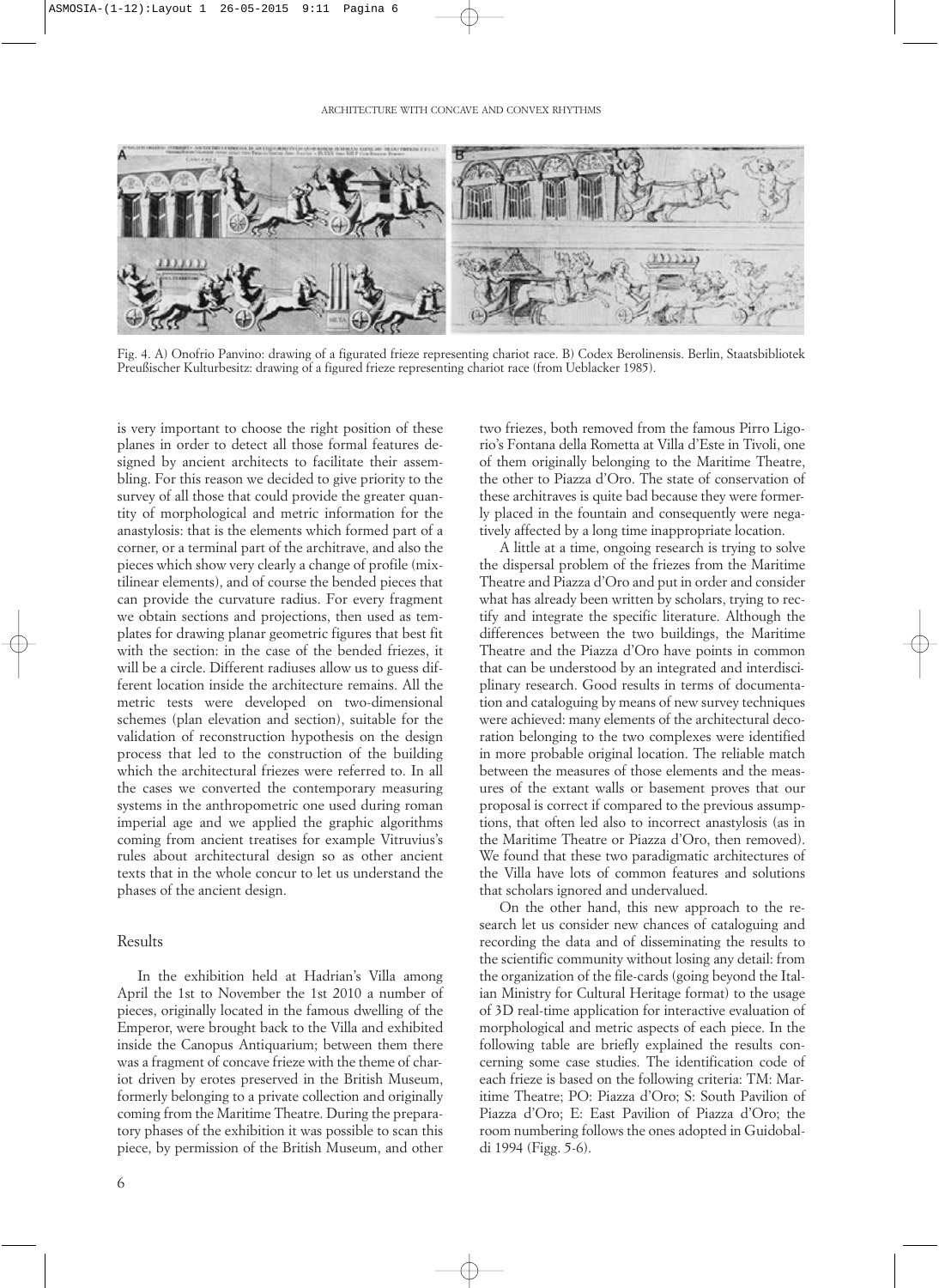Fig. 4. A) Onofrio Panvino: drawing of a figurated frieze representing chariot race. B) Codex Berolinensis. Berlin, Staatsbibliotek Preußischer Kulturbesitz: drawing of a figured frieze representing chariot race (from Ueblacker 1985).

is very important to choose the right position of these planes in order to detect all those formal features designed by ancient architects to facilitate their assembling. For this reason we decided to give priority to the survey of all those that could provide the greater quantity of morphological and metric information for the anastylosis: that is the elements which formed part of a corner, or a terminal part of the architrave, and also the pieces which show very clearly a change of profile (mixtilinear elements), and of course the bended pieces that can provide the curvature radius. For every fragment we obtain sections and projections, then used as templates for drawing planar geometric figures that best fit with the section: in the case of the bended friezes, it will be a circle. Different radiuses allow us to guess different location inside the architecture remains. All the metric tests were developed on two-dimensional schemes (plan elevation and section), suitable for the validation of reconstruction hypothesis on the design process that led to the construction of the building which the architectural friezes were referred to. In all the cases we converted the contemporary measuring systems in the anthropometric one used during roman imperial age and we applied the graphic algorithms coming from ancient treatises for example Vitruvius's rules about architectural design so as other ancient texts that in the whole concur to let us understand the phases of the ancient design.

## Results

In the exhibition held at Hadrian's Villa among April the 1st to November the 1st 2010 a number of pieces, originally located in the famous dwelling of the Emperor, were brought back to the Villa and exhibited inside the Canopus Antiquarium; between them there was a fragment of concave frieze with the theme of chariot driven by erotes preserved in the British Museum, formerly belonging to a private collection and originally coming from the Maritime Theatre. During the preparatory phases of the exhibition it was possible to scan this piece, by permission of the British Museum, and other two friezes, both removed from the famous Pirro Ligorio's Fontana della Rometta at Villa d'Este in Tivoli, one of them originally belonging to the Maritime Theatre, the other to Piazza d'Oro. The state of conservation of these architraves is quite bad because they were formerly placed in the fountain and consequently were negatively affected by a long time inappropriate location.

A little at a time, ongoing research is trying to solve the dispersal problem of the friezes from the Maritime Theatre and Piazza d'Oro and put in order and consider what has already been written by scholars, trying to rectify and integrate the specific literature. Although the differences between the two buildings, the Maritime Theatre and Piazza d'Oro have points in common that can be understood by an integrated and interdisciplinary research. Good results in terms of documentation and cataloguing by means of new survey techniques were achieved: many elements of the architectural decoration belonging to the two complexes were identified in more probable original location. The reliable match between the measures of those elements and the measures of the extant walls or basement proves that our proposal is correct if compared to the previous assumptions, that often led also to incorrect anastylosis (as in the Maritime Theatre or Piazza d'Oro, then removed). We found that these two paradigmatic architectures of the Villa have lots of common features and solutions that scholars ignored and undervalued.

On the other hand, this new approach to the research let us consider new chances of cataloguing and recording the data and of disseminating the results to the scientific community without losing any detail: from the organization of the file-cards (going beyond the Italian Ministry for Cultural Heritage format) to the usage of 3D real-time application for interactive evaluation of morphological and metric aspects of each piece. In the following table are briefly explained the results concerning some case studies. The identification code of each frieze is based on the following criteria: TM: Maritime Theatre; PO: Piazza d'Oro; S: South Pavilion of Piazza d'Oro; E: East Pavilion of Piazza d'Oro; the room numbering follows the ones adopted in Guidobaldi 1994 (Figg. 5-6).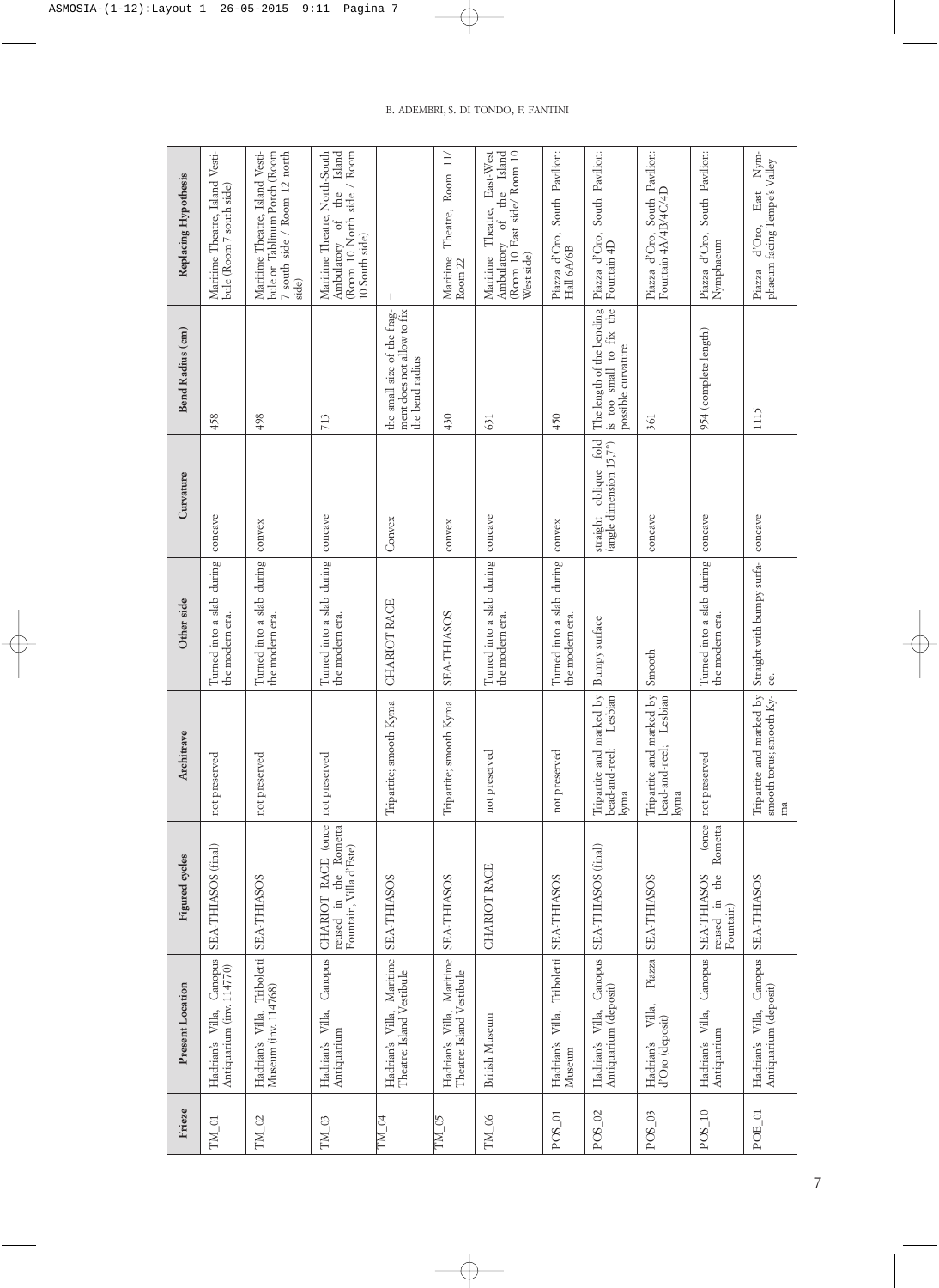| Frieze | Present Location | Figured cycles | Architrave | Other side | Curvature | Bend Radius (cm) | Replacing Hypothesis |
|---|---|---|---|---|---|---|---|
| TM_01 | Hadrian's Villa, Canopus Antiquarium (inv. 114770) | SEA-THIASOS (final) | not preserved | Turned into a slab during the modern era. | concave | 458 | Maritime Theatre, Island Vestibule (Room 7 south side) |
| TM_02 | Hadrian's Villa, Triboletti Museum (inv. 114768) | SEA-THIASOS | not preserved | Turned into a slab during the modern era. | convex | 498 | Maritime Theatre, Island Vestibule or Tablinum Porch (Room 7 south side / Room 12 north side) |
| TM_03 | Hadrian's Villa, Canopus Antiquarium | CHARIOT RACE (once reused in the Rometta Fountain, Villa d'Este) | not preserved | Turned into a slab during the modern era. | concave | 713 | Maritime Theatre, North-South Ambulatory of the Island (Room 10 North side / Room 10 South side) |
| TM_04 | Hadrian's Villa, Maritime Theatre: Island Vestibule | SEA-THIASOS | Tripartite; smooth Kyma | CHARIOT RACE | Convex | the small size of the fragment does not allow to fix the bend radius | – |
| TM_05 | Hadrian's Villa, Maritime Theatre: Island Vestibule | SEA-THIASOS | Tripartite; smooth Kyma | SEA-THIASOS | convex | 430 | Maritime Theatre, Room 11/ Room 22 |
| TM_06 | British Museum | CHARIOT RACE | not preserved | Turned into a slab during the modern era. | concave | 631 | Maritime Theatre, East-West Ambulatory of the Island (Room 10 East side/ Room 10 West side) |
| POS_01 | Hadrian's Villa, Triboletti Museum | SEA-THIASOS | not preserved | Turned into a slab during the modern era. | convex | 450 | Piazza d'Oro, South Pavilion: Hall 6A/6B |
| POS_02 | Hadrian's Villa, Canopus Antiquarium (deposit) | SEA-THIASOS (final) | Tripartite and marked by bead-and-reel; Lesbian kyma | Bumpy surface | straight oblique fold (angle dimension 15,7°) | The length of the bending is too small to fix the possible curvature | Piazza d'Oro, South Pavilion: Fountain 4D |
| POS_03 | Hadrian's Villa, Piazza d'Oro (deposit) | SEA-THIASOS | Tripartite and marked by bead-and-reel; Lesbian kyma | Smooth | concave | 361 | Piazza d'Oro, South Pavilion: Fountain 4A/4B/4C/4D |
| POS_10 | Hadrian's Villa, Canopus Antiquarium | SEA-THIASOS (once reused in the Rometta Fountain) | not preserved | Turned into a slab during the modern era. | concave | 954 (complete length) | Piazza d'Oro, South Pavilion: Nymphaeum |
| POE_01 | Hadrian's Villa, Canopus Antiquarium (deposit) | SEA-THIASOS | Tripartite and marked by smooth torus; smooth Kyma | Straight with bumpy surface. | concave | 1115 | Piazza d'Oro, East Nymphaeum facing Tempe's Valley |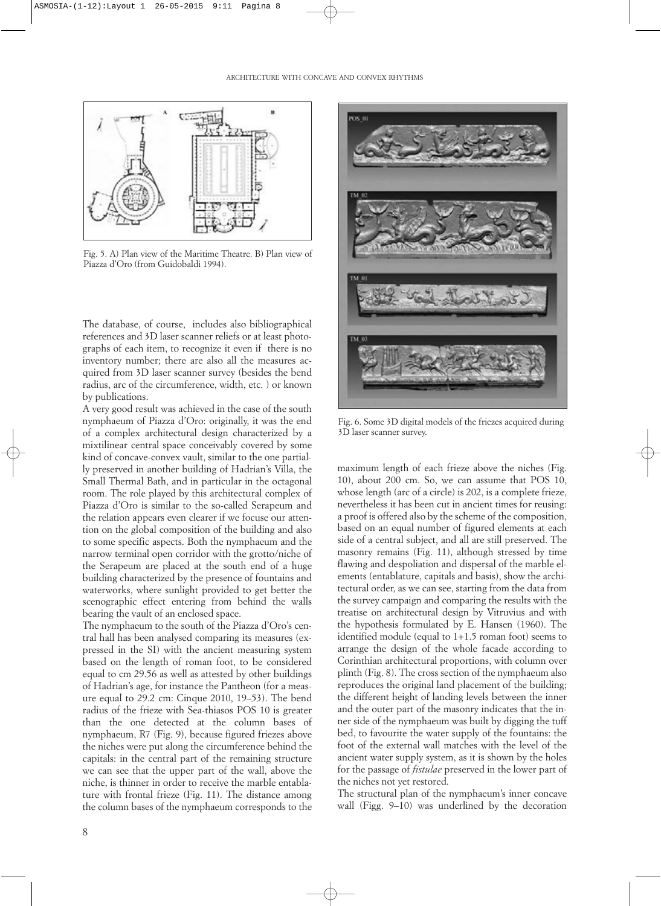Fig. 5. A) Plan view of the Maritime Theatre. B) Plan view of Piazza d'Oro (from Guidobaldi 1994).

Fig. 6. Some 3D digital models of the friezes acquired during 3D laser scanner survey.

The database, of course, includes also bibliographical references and 3D laser scanner reliefs or at least photographs of each item, to recognize it even if there is no inventory number; there are also all the measures acquired from 3D laser scanner survey (besides the bend radius, arc of the circumference, width, etc. ) or known by publications.

A very good result was achieved in the case of the south nymphaeum of Piazza d'Oro: originally, it was the end of a complex architectural design characterized by a mixtilinear central space conceivably covered by some kind of concave-convex vault, similar to the one partially preserved in another building of Hadrian's Villa, the Small Thermal Bath, and in particular in the octagonal room. The role played by this architectural complex of Piazza d'Oro is similar to the so-called Serapeum and the relation appears even clearer if we focus our attention on the global composition of the building and also to some specific aspects. Both the nymphaeum and the narrow terminal open corridor with the grotto/niche of the Serapeum are placed at the south end of a huge building characterized by the presence of fountains and waterworks, where sunlight provided to get better the scenographic effect entering from behind the walls bearing the vault of an enclosed space.

The nymphaeum to the south of the Piazza d'Oro's central hall has been analysed comparing its measures (expressed in the SI) with the ancient measuring system based on the length of roman foot, to be considered equal to cm 29.56 as well as attested by other buildings of Hadrian's age, for instance the Pantheon (for a measure equal to 29.2 cm: Cinque 2010, 19–53). The bend radius of the frieze with Sea-thiasos POS 10 is greater than the one detected at the column bases of nymphaeum, R7 (Fig. 9), because figured friezes above the niches were put along the circumference behind the capitals: in the central part of the remaining structure we can see that the upper part of the wall, above the niche, is thinner in order to receive the marble entablature with frontal frieze (Fig. 11). The distance among the column bases of the nymphaeum corresponds to the maximum length of each frieze above the niches (Fig. 10), about 200 cm. So, we can assume that POS 10, whose length (arc of a circle) is 202, is a complete frieze, nevertheless it has been cut in ancient times for reusing: a proof is offered also by the scheme of the composition, based on an equal number of figured elements at each side of a central subject, and all are still preserved. The masonry remains (Fig. 11), although stressed by time flawing and despoliation and dispersal of the marble elements (entablature, capitals and basis), show the architectural order, as we can see, starting from the data from the survey campaign and comparing the results with the treatise on architectural design by Vitruvius and with the hypothesis formulated by E. Hansen (1960). The identified module (equal to 1+1.5 roman foot) seems to arrange the design of the whole facade according to Corinthian architectural proportions, with column over plinth (Fig. 8). The cross section of the nymphaeum also reproduces the original land placement of the building; the different height of landing levels between the inner and the outer part of the masonry indicates that the inner side of the nymphaeum was built by digging the tuff bed, to favourite the water supply of the fountains: the foot of the external wall matches with the level of the ancient water supply system, as it is shown by the holes for the passage of *fistulae* preserved in the lower part of the niches not yet restored.

The structural plan of the nymphaeum's inner concave wall (Figg. 9–10) was underlined by the decoration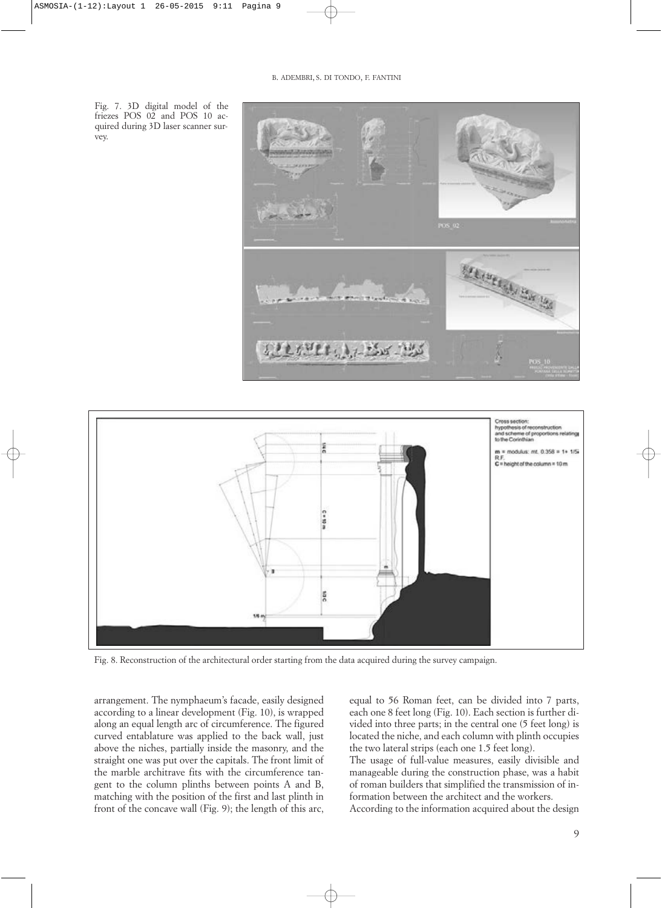Fig. 7. 3D digital model of the friezes POS 02 and POS 10 acquired during 3D laser scanner survey.

Fig. 8. Reconstruction of the architectural order starting from the data acquired during the survey campaign.

arrangement. The nymphaeum's facade, easily designed according to a linear development (Fig. 10), is wrapped along an equal length arc of circumference. The figured curved entablature was applied to the back wall, just above the niches, partially inside the masonry, and the straight one was put over the capitals. The front limit of the marble architrave fits with the circumference tangent to the column plinths between points A and B, matching with the position of the first and last plinth in front of the concave wall (Fig. 9); the length of this arc, equal to 56 Roman feet, can be divided into 7 parts, each one 8 feet long (Fig. 10). Each section is further divided into three parts; in the central one (5 feet long) is located the niche, and each column with plinth occupies the two lateral strips (each one 1.5 feet long).

The usage of full-value measures, easily divisible and manageable during the construction phase, was a habit of roman builders that simplified the transmission of information between the architect and the workers.

According to the information acquired about the design